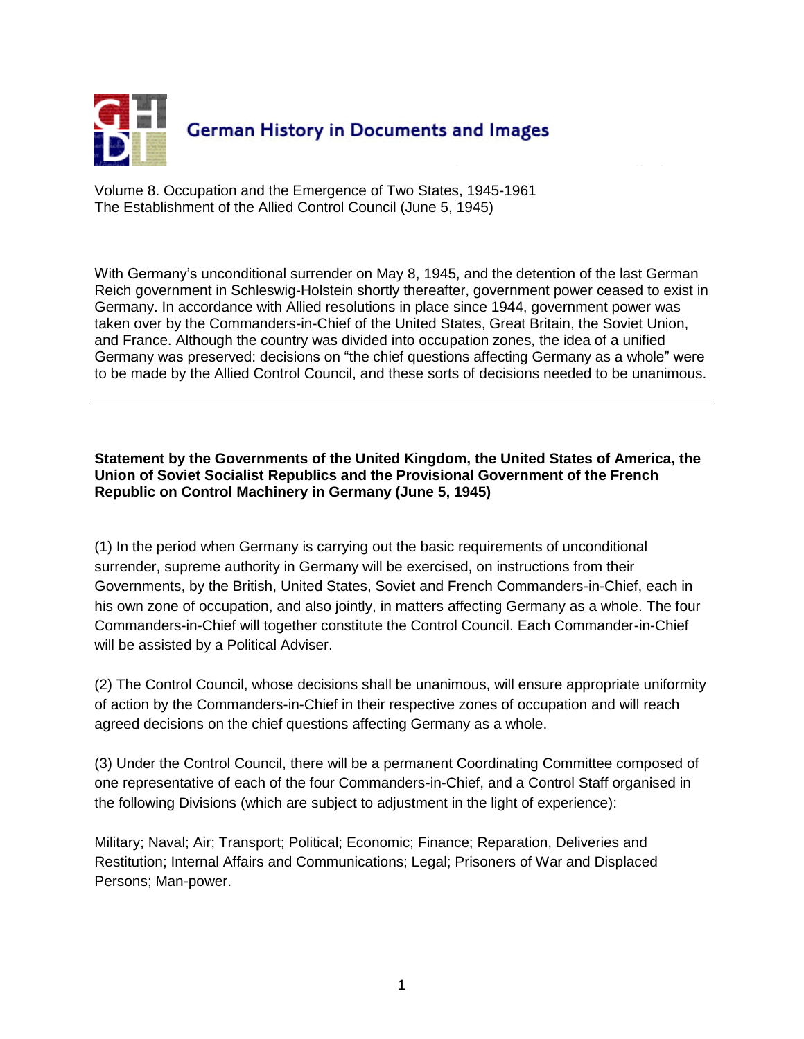German History in Documents and Images

Volume 8. Occupation and the Emergence of Two States, 1945-1961
The Establishment of the Allied Control Council (June 5, 1945)

With Germany's unconditional surrender on May 8, 1945, and the detention of the last German Reich government in Schleswig-Holstein shortly thereafter, government power ceased to exist in Germany. In accordance with Allied resolutions in place since 1944, government power was taken over by the Commanders-in-Chief of the United States, Great Britain, the Soviet Union, and France. Although the country was divided into occupation zones, the idea of a unified Germany was preserved: decisions on "the chief questions affecting Germany as a whole" were to be made by the Allied Control Council, and these sorts of decisions needed to be unanimous.

---

**Statement by the Governments of the United Kingdom, the United States of America, the Union of Soviet Socialist Republics and the Provisional Government of the French Republic on Control Machinery in Germany (June 5, 1945)**

(1) In the period when Germany is carrying out the basic requirements of unconditional surrender, supreme authority in Germany will be exercised, on instructions from their Governments, by the British, United States, Soviet and French Commanders-in-Chief, each in his own zone of occupation, and also jointly, in matters affecting Germany as a whole. The four Commanders-in-Chief will together constitute the Control Council. Each Commander-in-Chief will be assisted by a Political Adviser.

(2) The Control Council, whose decisions shall be unanimous, will ensure appropriate uniformity of action by the Commanders-in-Chief in their respective zones of occupation and will reach agreed decisions on the chief questions affecting Germany as a whole.

(3) Under the Control Council, there will be a permanent Coordinating Committee composed of one representative of each of the four Commanders-in-Chief, and a Control Staff organised in the following Divisions (which are subject to adjustment in the light of experience):

Military; Naval; Air; Transport; Political; Economic; Finance; Reparation, Deliveries and Restitution; Internal Affairs and Communications; Legal; Prisoners of War and Displaced Persons; Man-power.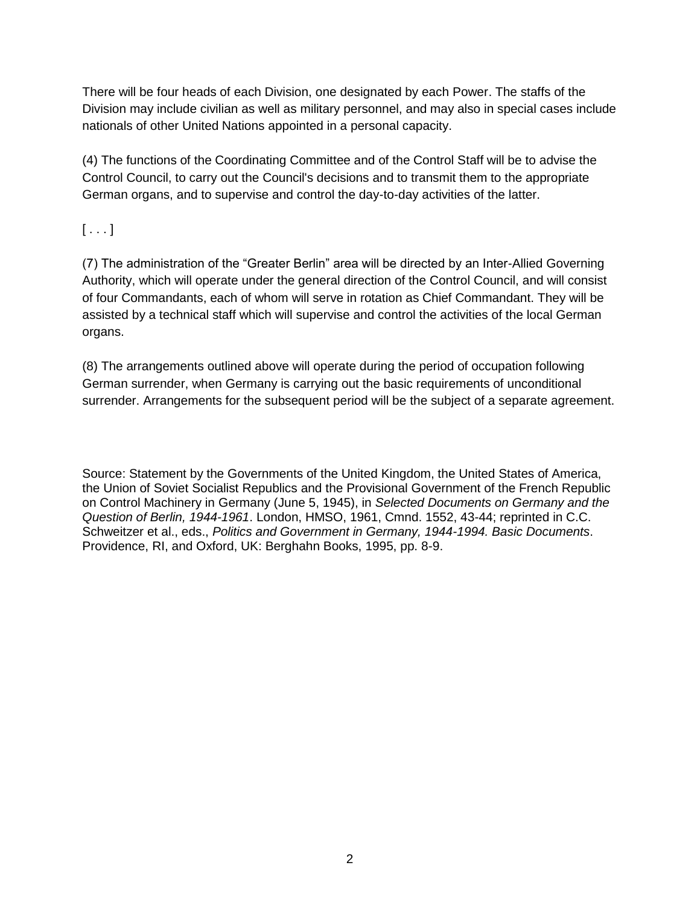There will be four heads of each Division, one designated by each Power. The staffs of the Division may include civilian as well as military personnel, and may also in special cases include nationals of other United Nations appointed in a personal capacity.

(4) The functions of the Coordinating Committee and of the Control Staff will be to advise the Control Council, to carry out the Council's decisions and to transmit them to the appropriate German organs, and to supervise and control the day-to-day activities of the latter.

[ . . . ]

(7) The administration of the “Greater Berlin” area will be directed by an Inter-Allied Governing Authority, which will operate under the general direction of the Control Council, and will consist of four Commandants, each of whom will serve in rotation as Chief Commandant. They will be assisted by a technical staff which will supervise and control the activities of the local German organs.

(8) The arrangements outlined above will operate during the period of occupation following German surrender, when Germany is carrying out the basic requirements of unconditional surrender. Arrangements for the subsequent period will be the subject of a separate agreement.

Source: Statement by the Governments of the United Kingdom, the United States of America, the Union of Soviet Socialist Republics and the Provisional Government of the French Republic on Control Machinery in Germany (June 5, 1945), in *Selected Documents on Germany and the Question of Berlin, 1944-1961*. London, HMSO, 1961, Cmnd. 1552, 43-44; reprinted in C.C. Schweitzer et al., eds., *Politics and Government in Germany, 1944-1994. Basic Documents*. Providence, RI, and Oxford, UK: Berghahn Books, 1995, pp. 8-9.